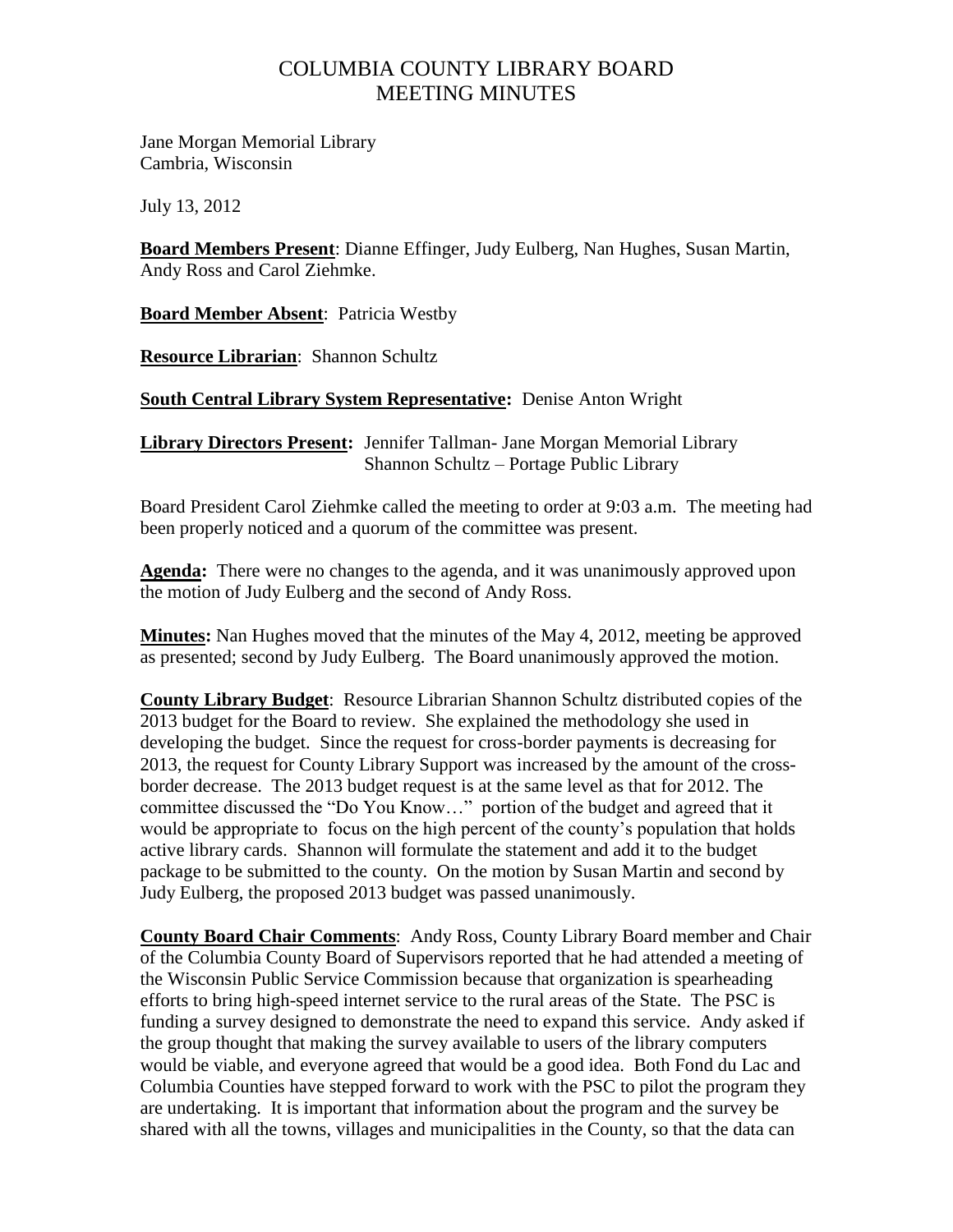# COLUMBIA COUNTY LIBRARY BOARD
# MEETING MINUTES

Jane Morgan Memorial Library
Cambria, Wisconsin

July 13, 2012

**Board Members Present**: Dianne Effinger, Judy Eulberg, Nan Hughes, Susan Martin, Andy Ross and Carol Ziehmke.

**Board Member Absent**: Patricia Westby

**Resource Librarian**: Shannon Schultz

**South Central Library System Representative:** Denise Anton Wright

**Library Directors Present:** Jennifer Tallman- Jane Morgan Memorial Library
Shannon Schultz – Portage Public Library

Board President Carol Ziehmke called the meeting to order at 9:03 a.m. The meeting had been properly noticed and a quorum of the committee was present.

**Agenda:** There were no changes to the agenda, and it was unanimously approved upon the motion of Judy Eulberg and the second of Andy Ross.

**Minutes:** Nan Hughes moved that the minutes of the May 4, 2012, meeting be approved as presented; second by Judy Eulberg. The Board unanimously approved the motion.

**County Library Budget**: Resource Librarian Shannon Schultz distributed copies of the 2013 budget for the Board to review. She explained the methodology she used in developing the budget. Since the request for cross-border payments is decreasing for 2013, the request for County Library Support was increased by the amount of the cross-border decrease. The 2013 budget request is at the same level as that for 2012. The committee discussed the "Do You Know…" portion of the budget and agreed that it would be appropriate to focus on the high percent of the county's population that holds active library cards. Shannon will formulate the statement and add it to the budget package to be submitted to the county. On the motion by Susan Martin and second by Judy Eulberg, the proposed 2013 budget was passed unanimously.

**County Board Chair Comments**: Andy Ross, County Library Board member and Chair of the Columbia County Board of Supervisors reported that he had attended a meeting of the Wisconsin Public Service Commission because that organization is spearheading efforts to bring high-speed internet service to the rural areas of the State. The PSC is funding a survey designed to demonstrate the need to expand this service. Andy asked if the group thought that making the survey available to users of the library computers would be viable, and everyone agreed that would be a good idea. Both Fond du Lac and Columbia Counties have stepped forward to work with the PSC to pilot the program they are undertaking. It is important that information about the program and the survey be shared with all the towns, villages and municipalities in the County, so that the data can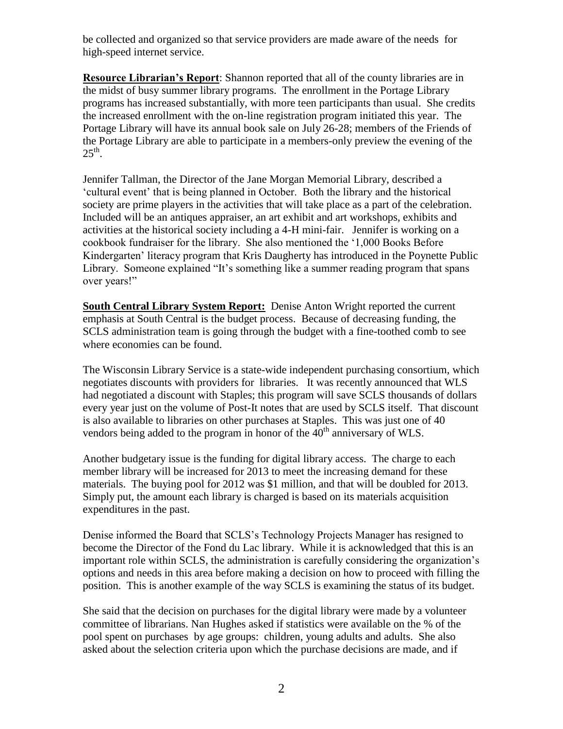be collected and organized so that service providers are made aware of the needs for high-speed internet service.

**Resource Librarian's Report**: Shannon reported that all of the county libraries are in the midst of busy summer library programs. The enrollment in the Portage Library programs has increased substantially, with more teen participants than usual. She credits the increased enrollment with the on-line registration program initiated this year. The Portage Library will have its annual book sale on July 26-28; members of the Friends of the Portage Library are able to participate in a members-only preview the evening of the 25th.

Jennifer Tallman, the Director of the Jane Morgan Memorial Library, described a 'cultural event' that is being planned in October. Both the library and the historical society are prime players in the activities that will take place as a part of the celebration. Included will be an antiques appraiser, an art exhibit and art workshops, exhibits and activities at the historical society including a 4-H mini-fair. Jennifer is working on a cookbook fundraiser for the library. She also mentioned the '1,000 Books Before Kindergarten' literacy program that Kris Daugherty has introduced in the Poynette Public Library. Someone explained "It's something like a summer reading program that spans over years!"

**South Central Library System Report:** Denise Anton Wright reported the current emphasis at South Central is the budget process. Because of decreasing funding, the SCLS administration team is going through the budget with a fine-toothed comb to see where economies can be found.

The Wisconsin Library Service is a state-wide independent purchasing consortium, which negotiates discounts with providers for libraries. It was recently announced that WLS had negotiated a discount with Staples; this program will save SCLS thousands of dollars every year just on the volume of Post-It notes that are used by SCLS itself. That discount is also available to libraries on other purchases at Staples. This was just one of 40 vendors being added to the program in honor of the 40th anniversary of WLS.

Another budgetary issue is the funding for digital library access. The charge to each member library will be increased for 2013 to meet the increasing demand for these materials. The buying pool for 2012 was $1 million, and that will be doubled for 2013. Simply put, the amount each library is charged is based on its materials acquisition expenditures in the past.

Denise informed the Board that SCLS's Technology Projects Manager has resigned to become the Director of the Fond du Lac library. While it is acknowledged that this is an important role within SCLS, the administration is carefully considering the organization's options and needs in this area before making a decision on how to proceed with filling the position. This is another example of the way SCLS is examining the status of its budget.

She said that the decision on purchases for the digital library were made by a volunteer committee of librarians. Nan Hughes asked if statistics were available on the % of the pool spent on purchases by age groups: children, young adults and adults. She also asked about the selection criteria upon which the purchase decisions are made, and if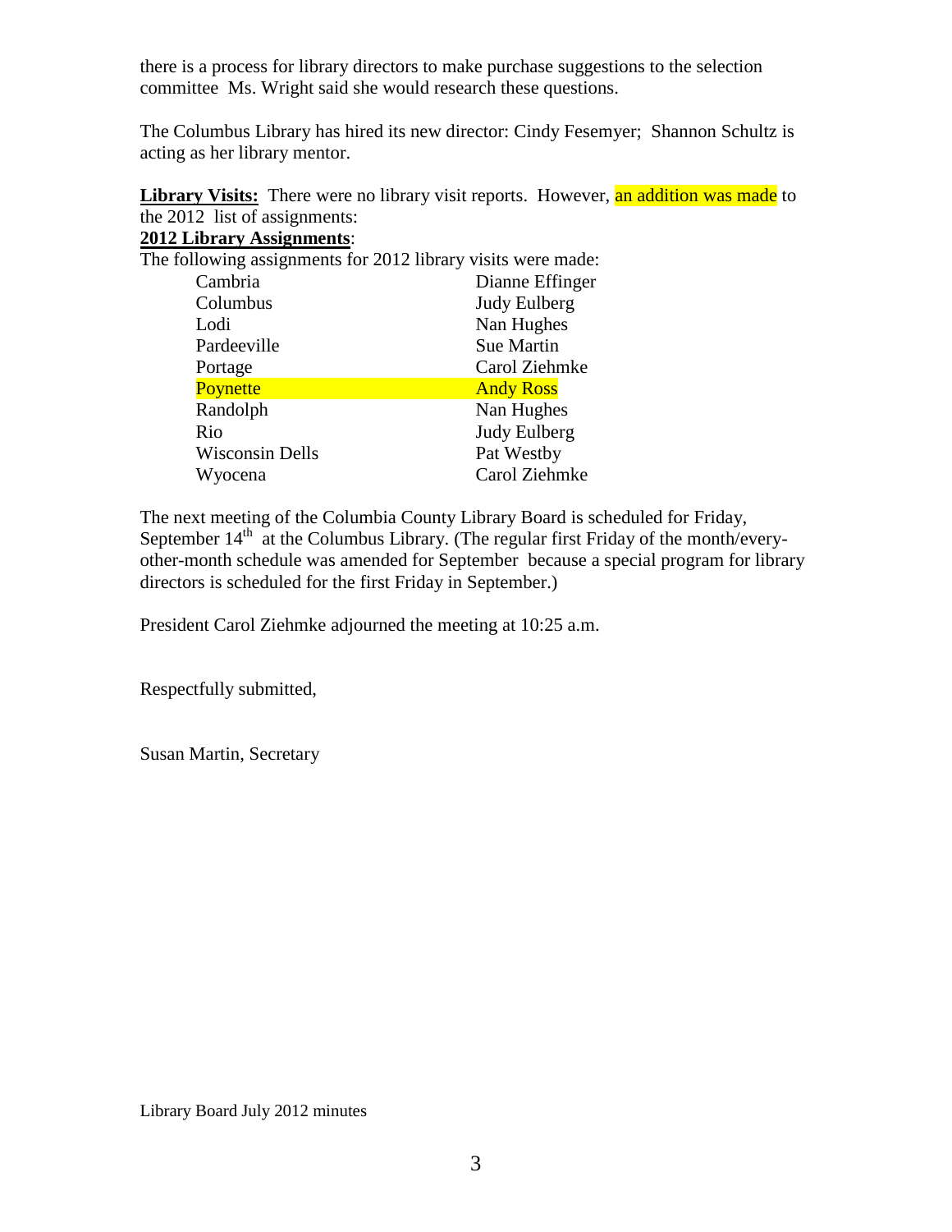there is a process for library directors to make purchase suggestions to the selection committee Ms. Wright said she would research these questions.

The Columbus Library has hired its new director: Cindy Fesemyer; Shannon Schultz is acting as her library mentor.

**Library Visits:** There were no library visit reports. However, an addition was made to the 2012 list of assignments:

**2012 Library Assignments**:

The following assignments for 2012 library visits were made:

| | |
|---|---|
| Cambria | Dianne Effinger |
| Columbus | Judy Eulberg |
| Lodi | Nan Hughes |
| Pardeeville | Sue Martin |
| Portage | Carol Ziehmke |
| Poynette | Andy Ross |
| Randolph | Nan Hughes |
| Rio | Judy Eulberg |
| Wisconsin Dells | Pat Westby |
| Wyocena | Carol Ziehmke |

The next meeting of the Columbia County Library Board is scheduled for Friday, September 14th at the Columbus Library. (The regular first Friday of the month/every-other-month schedule was amended for September because a special program for library directors is scheduled for the first Friday in September.)

President Carol Ziehmke adjourned the meeting at 10:25 a.m.

Respectfully submitted,

Susan Martin, Secretary

Library Board July 2012 minutes